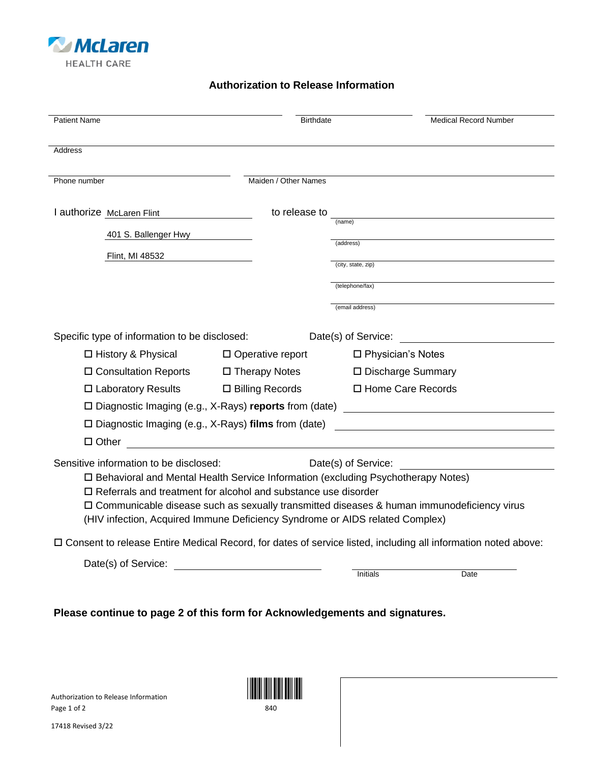McLaren HEALTH CARE

## Authorization to Release Information

| Patient Name | Birthdate | Medical Record Number |
|---|---|---|
| | | |

Address ______________________________

Phone number ______________________ Maiden / Other Names ______________________

I authorize McLaren Flint
401 S. Ballenger Hwy
Flint, MI 48532

to release to
______________________ (name)
______________________ (address)
______________________ (city, state, zip)
______________________ (telephone/fax)
______________________ (email address)

Specific type of information to be disclosed: Date(s) of Service: ______________________

- ☐ History & Physical
- ☐ Operative report
- ☐ Physician's Notes
- ☐ Consultation Reports
- ☐ Therapy Notes
- ☐ Discharge Summary
- ☐ Laboratory Results
- ☐ Billing Records
- ☐ Home Care Records
- ☐ Diagnostic Imaging (e.g., X-Rays) **reports** from (date) ______________________
- ☐ Diagnostic Imaging (e.g., X-Rays) **films** from (date) ______________________
- ☐ Other ______________________

Sensitive information to be disclosed: Date(s) of Service: ______________________

- ☐ Behavioral and Mental Health Service Information (excluding Psychotherapy Notes)
- ☐ Referrals and treatment for alcohol and substance use disorder
- ☐ Communicable disease such as sexually transmitted diseases & human immunodeficiency virus (HIV infection, Acquired Immune Deficiency Syndrome or AIDS related Complex)

☐ Consent to release Entire Medical Record, for dates of service listed, including all information noted above:

Date(s) of Service: ______________________ ______________________ Initials Date

**Please continue to page 2 of this form for Acknowledgements and signatures.**

Authorization to Release Information

840

17418 Revised 3/22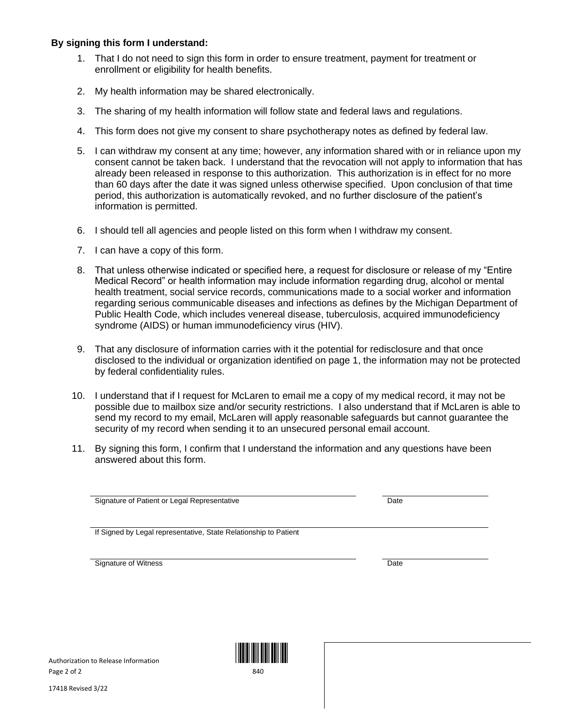**By signing this form I understand:**

1. That I do not need to sign this form in order to ensure treatment, payment for treatment or enrollment or eligibility for health benefits.
2. My health information may be shared electronically.
3. The sharing of my health information will follow state and federal laws and regulations.
4. This form does not give my consent to share psychotherapy notes as defined by federal law.
5. I can withdraw my consent at any time; however, any information shared with or in reliance upon my consent cannot be taken back. I understand that the revocation will not apply to information that has already been released in response to this authorization. This authorization is in effect for no more than 60 days after the date it was signed unless otherwise specified. Upon conclusion of that time period, this authorization is automatically revoked, and no further disclosure of the patient's information is permitted.
6. I should tell all agencies and people listed on this form when I withdraw my consent.
7. I can have a copy of this form.
8. That unless otherwise indicated or specified here, a request for disclosure or release of my "Entire Medical Record" or health information may include information regarding drug, alcohol or mental health treatment, social service records, communications made to a social worker and information regarding serious communicable diseases and infections as defines by the Michigan Department of Public Health Code, which includes venereal disease, tuberculosis, acquired immunodeficiency syndrome (AIDS) or human immunodeficiency virus (HIV).
9. That any disclosure of information carries with it the potential for redisclosure and that once disclosed to the individual or organization identified on page 1, the information may not be protected by federal confidentiality rules.
10. I understand that if I request for McLaren to email me a copy of my medical record, it may not be possible due to mailbox size and/or security restrictions. I also understand that if McLaren is able to send my record to my email, McLaren will apply reasonable safeguards but cannot guarantee the security of my record when sending it to an unsecured personal email account.
11. By signing this form, I confirm that I understand the information and any questions have been answered about this form.

_______________________________________________ _______________

Signature of Patient or Legal Representative Date

_______________________________________________________________

If Signed by Legal representative, State Relationship to Patient

_______________________________________________ _______________

Signature of Witness Date

Authorization to Release Information

840

17418 Revised 3/22